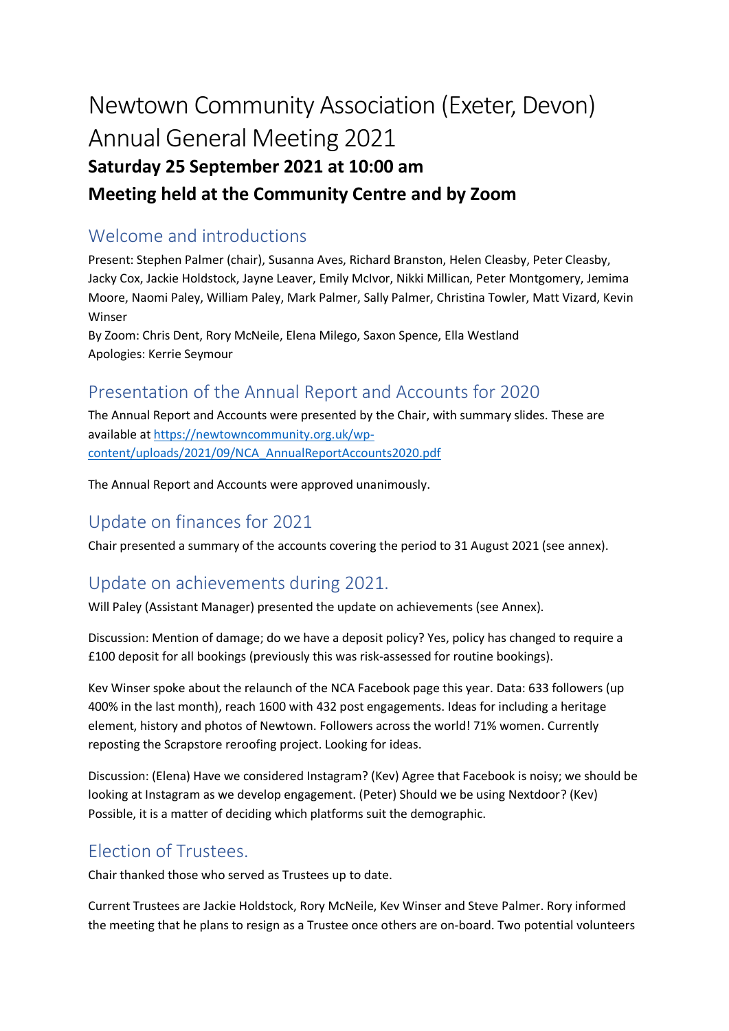# Newtown Community Association (Exeter, Devon) Annual General Meeting 2021

**Saturday 25 September 2021 at 10:00 am**

**Meeting held at the Community Centre and by Zoom**

## Welcome and introductions

Present: Stephen Palmer (chair), Susanna Aves, Richard Branston, Helen Cleasby, Peter Cleasby, Jacky Cox, Jackie Holdstock, Jayne Leaver, Emily McIvor, Nikki Millican, Peter Montgomery, Jemima Moore, Naomi Paley, William Paley, Mark Palmer, Sally Palmer, Christina Towler, Matt Vizard, Kevin Winser

By Zoom: Chris Dent, Rory McNeile, Elena Milego, Saxon Spence, Ella Westland

Apologies: Kerrie Seymour

## Presentation of the Annual Report and Accounts for 2020

The Annual Report and Accounts were presented by the Chair, with summary slides. These are available at https://newtowncommunity.org.uk/wp-content/uploads/2021/09/NCA_AnnualReportAccounts2020.pdf

The Annual Report and Accounts were approved unanimously.

## Update on finances for 2021

Chair presented a summary of the accounts covering the period to 31 August 2021 (see annex).

## Update on achievements during 2021.

Will Paley (Assistant Manager) presented the update on achievements (see Annex).

Discussion: Mention of damage; do we have a deposit policy? Yes, policy has changed to require a £100 deposit for all bookings (previously this was risk-assessed for routine bookings).

Kev Winser spoke about the relaunch of the NCA Facebook page this year. Data: 633 followers (up 400% in the last month), reach 1600 with 432 post engagements. Ideas for including a heritage element, history and photos of Newtown. Followers across the world! 71% women. Currently reposting the Scrapstore reroofing project. Looking for ideas.

Discussion: (Elena) Have we considered Instagram? (Kev) Agree that Facebook is noisy; we should be looking at Instagram as we develop engagement. (Peter) Should we be using Nextdoor? (Kev) Possible, it is a matter of deciding which platforms suit the demographic.

## Election of Trustees.

Chair thanked those who served as Trustees up to date.

Current Trustees are Jackie Holdstock, Rory McNeile, Kev Winser and Steve Palmer. Rory informed the meeting that he plans to resign as a Trustee once others are on-board. Two potential volunteers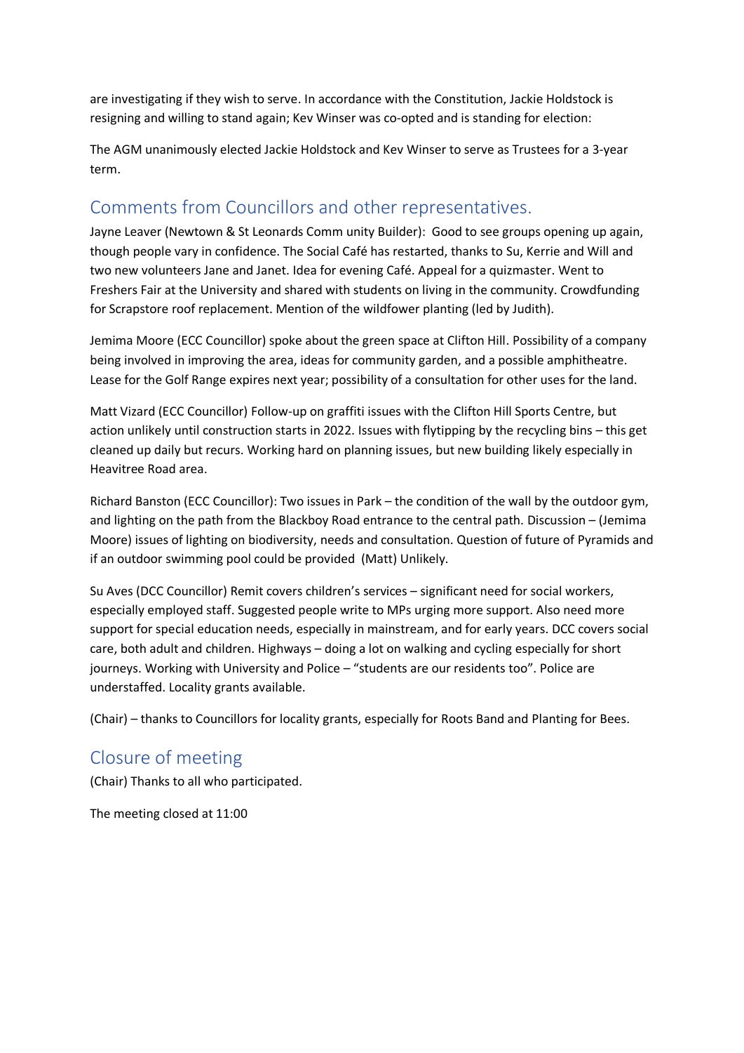are investigating if they wish to serve. In accordance with the Constitution, Jackie Holdstock is resigning and willing to stand again; Kev Winser was co-opted and is standing for election:

The AGM unanimously elected Jackie Holdstock and Kev Winser to serve as Trustees for a 3-year term.

## Comments from Councillors and other representatives.

Jayne Leaver (Newtown & St Leonards Comm unity Builder): Good to see groups opening up again, though people vary in confidence. The Social Café has restarted, thanks to Su, Kerrie and Will and two new volunteers Jane and Janet. Idea for evening Café. Appeal for a quizmaster. Went to Freshers Fair at the University and shared with students on living in the community. Crowdfunding for Scrapstore roof replacement. Mention of the wildfower planting (led by Judith).

Jemima Moore (ECC Councillor) spoke about the green space at Clifton Hill. Possibility of a company being involved in improving the area, ideas for community garden, and a possible amphitheatre. Lease for the Golf Range expires next year; possibility of a consultation for other uses for the land.

Matt Vizard (ECC Councillor) Follow-up on graffiti issues with the Clifton Hill Sports Centre, but action unlikely until construction starts in 2022. Issues with flytipping by the recycling bins – this get cleaned up daily but recurs. Working hard on planning issues, but new building likely especially in Heavitree Road area.

Richard Banston (ECC Councillor): Two issues in Park – the condition of the wall by the outdoor gym, and lighting on the path from the Blackboy Road entrance to the central path. Discussion – (Jemima Moore) issues of lighting on biodiversity, needs and consultation. Question of future of Pyramids and if an outdoor swimming pool could be provided (Matt) Unlikely.

Su Aves (DCC Councillor) Remit covers children's services – significant need for social workers, especially employed staff. Suggested people write to MPs urging more support. Also need more support for special education needs, especially in mainstream, and for early years. DCC covers social care, both adult and children. Highways – doing a lot on walking and cycling especially for short journeys. Working with University and Police – "students are our residents too". Police are understaffed. Locality grants available.

(Chair) – thanks to Councillors for locality grants, especially for Roots Band and Planting for Bees.

## Closure of meeting

(Chair) Thanks to all who participated.

The meeting closed at 11:00